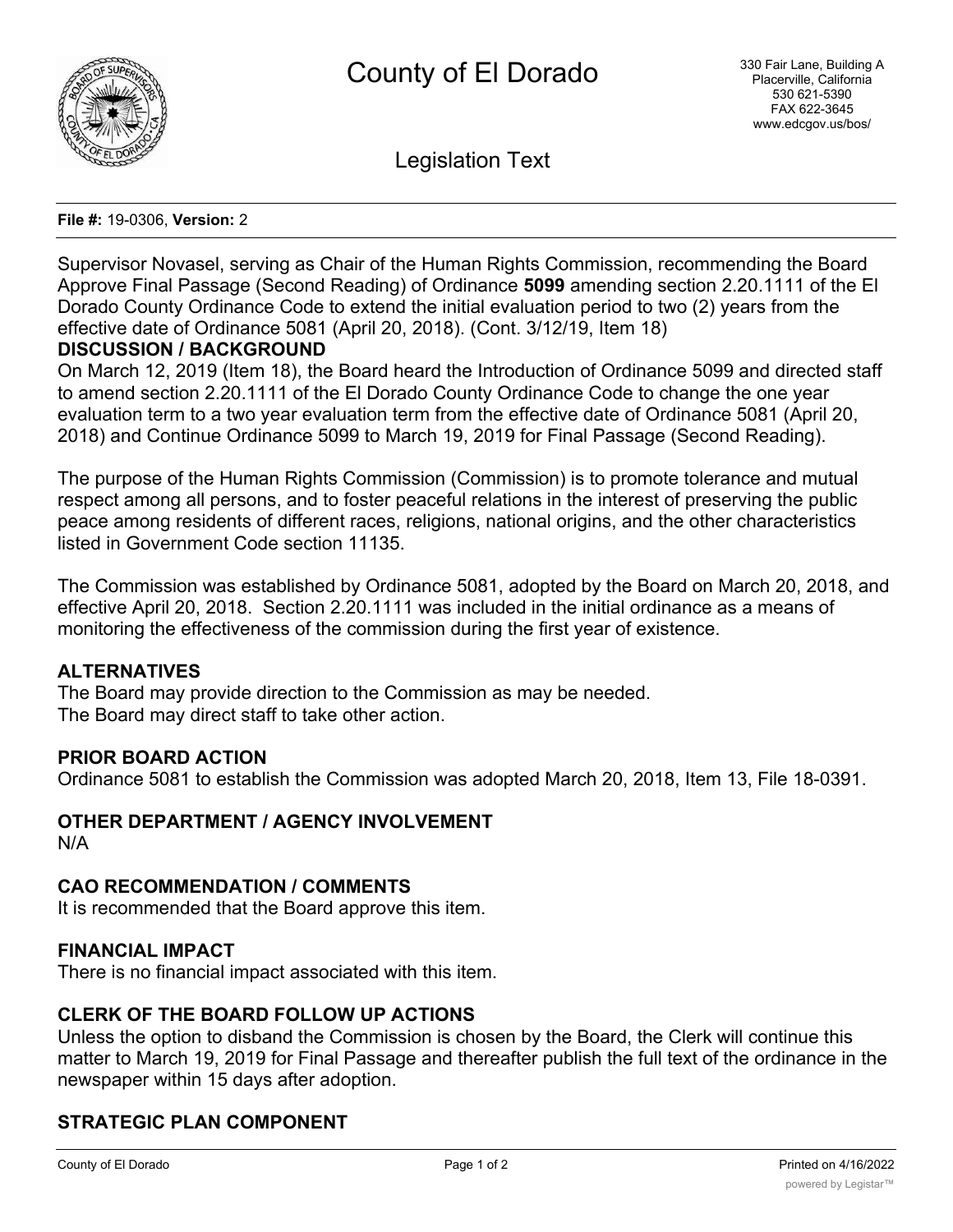# County of El Dorado

330 Fair Lane, Building A
Placerville, California
530 621-5390
FAX 622-3645
www.edcgov.us/bos/

## Legislation Text

**File #:** 19-0306, **Version:** 2

Supervisor Novasel, serving as Chair of the Human Rights Commission, recommending the Board Approve Final Passage (Second Reading) of Ordinance **5099** amending section 2.20.1111 of the El Dorado County Ordinance Code to extend the initial evaluation period to two (2) years from the effective date of Ordinance 5081 (April 20, 2018). (Cont. 3/12/19, Item 18)

**DISCUSSION / BACKGROUND**

On March 12, 2019 (Item 18), the Board heard the Introduction of Ordinance 5099 and directed staff to amend section 2.20.1111 of the El Dorado County Ordinance Code to change the one year evaluation term to a two year evaluation term from the effective date of Ordinance 5081 (April 20, 2018) and Continue Ordinance 5099 to March 19, 2019 for Final Passage (Second Reading).

The purpose of the Human Rights Commission (Commission) is to promote tolerance and mutual respect among all persons, and to foster peaceful relations in the interest of preserving the public peace among residents of different races, religions, national origins, and the other characteristics listed in Government Code section 11135.

The Commission was established by Ordinance 5081, adopted by the Board on March 20, 2018, and effective April 20, 2018. Section 2.20.1111 was included in the initial ordinance as a means of monitoring the effectiveness of the commission during the first year of existence.

**ALTERNATIVES**

The Board may provide direction to the Commission as may be needed.
The Board may direct staff to take other action.

**PRIOR BOARD ACTION**

Ordinance 5081 to establish the Commission was adopted March 20, 2018, Item 13, File 18-0391.

**OTHER DEPARTMENT / AGENCY INVOLVEMENT**

N/A

**CAO RECOMMENDATION / COMMENTS**

It is recommended that the Board approve this item.

**FINANCIAL IMPACT**

There is no financial impact associated with this item.

**CLERK OF THE BOARD FOLLOW UP ACTIONS**

Unless the option to disband the Commission is chosen by the Board, the Clerk will continue this matter to March 19, 2019 for Final Passage and thereafter publish the full text of the ordinance in the newspaper within 15 days after adoption.

**STRATEGIC PLAN COMPONENT**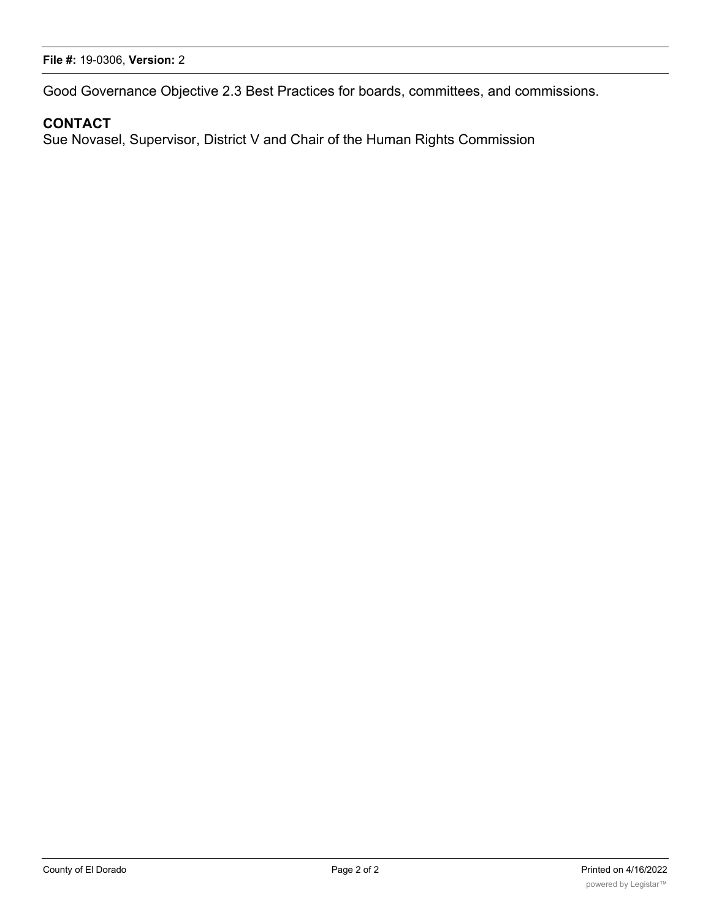Good Governance Objective 2.3 Best Practices for boards, committees, and commissions.

**CONTACT**

Sue Novasel, Supervisor, District V and Chair of the Human Rights Commission